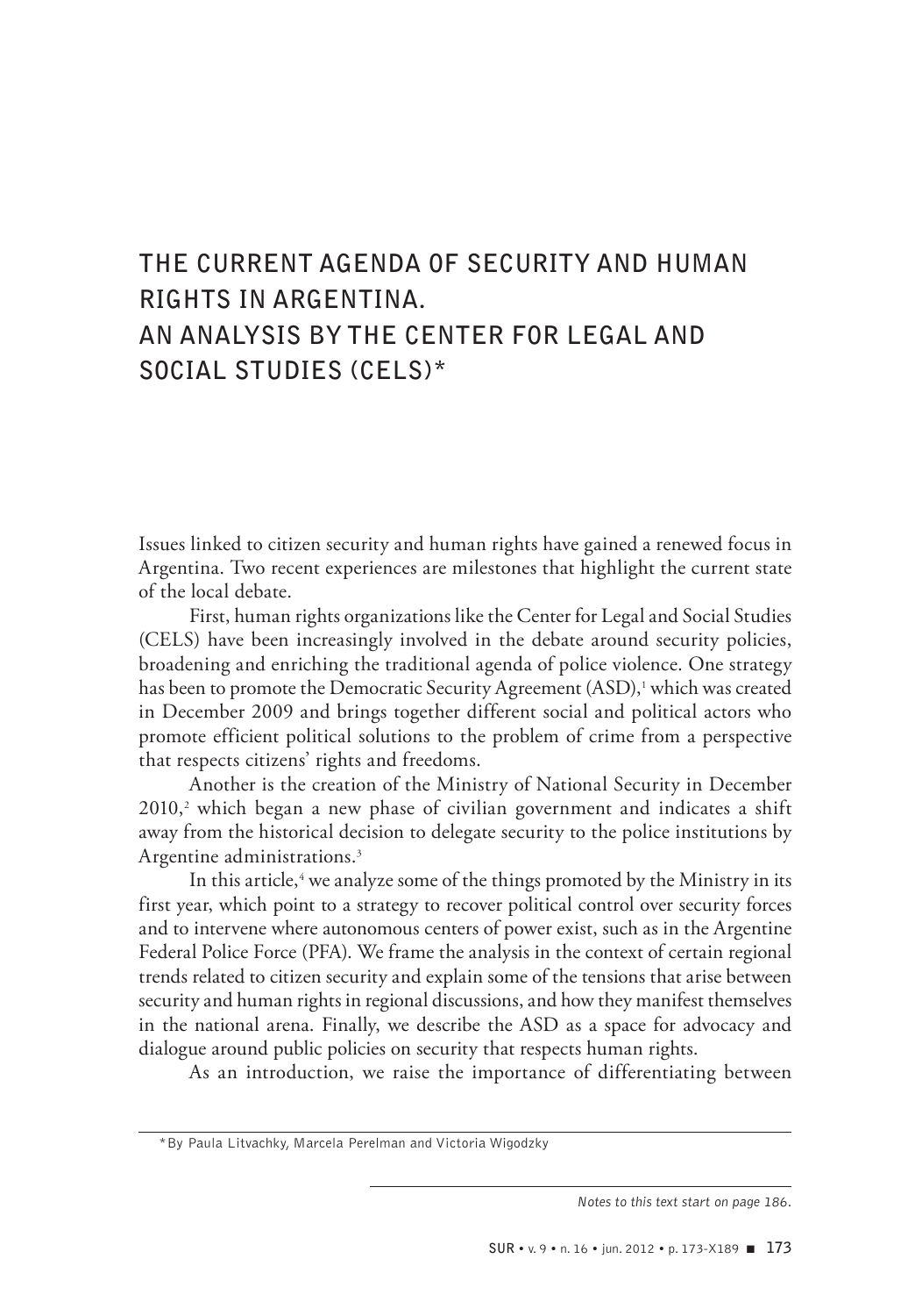# THE CURRENT AGENDA OF SECURITY AND HUMAN RIGHTS IN ARGENTINA. AN ANALYSIS BY THE CENTER FOR LEGAL AND SOCIAL STUDIES (CELS)*

Issues linked to citizen security and human rights have gained a renewed focus in Argentina. Two recent experiences are milestones that highlight the current state of the local debate.

First, human rights organizations like the Center for Legal and Social Studies (CELS) have been increasingly involved in the debate around security policies, broadening and enriching the traditional agenda of police violence. One strategy has been to promote the Democratic Security Agreement (ASD),[1] which was created in December 2009 and brings together different social and political actors who promote efficient political solutions to the problem of crime from a perspective that respects citizens' rights and freedoms.

Another is the creation of the Ministry of National Security in December 2010,[2] which began a new phase of civilian government and indicates a shift away from the historical decision to delegate security to the police institutions by Argentine administrations.[3]

In this article,[4] we analyze some of the things promoted by the Ministry in its first year, which point to a strategy to recover political control over security forces and to intervene where autonomous centers of power exist, such as in the Argentine Federal Police Force (PFA). We frame the analysis in the context of certain regional trends related to citizen security and explain some of the tensions that arise between security and human rights in regional discussions, and how they manifest themselves in the national arena. Finally, we describe the ASD as a space for advocacy and dialogue around public policies on security that respects human rights.

As an introduction, we raise the importance of differentiating between

---

*By Paula Litvachky, Marcela Perelman and Victoria Wigodzky

*Notes to this text start on page 186.*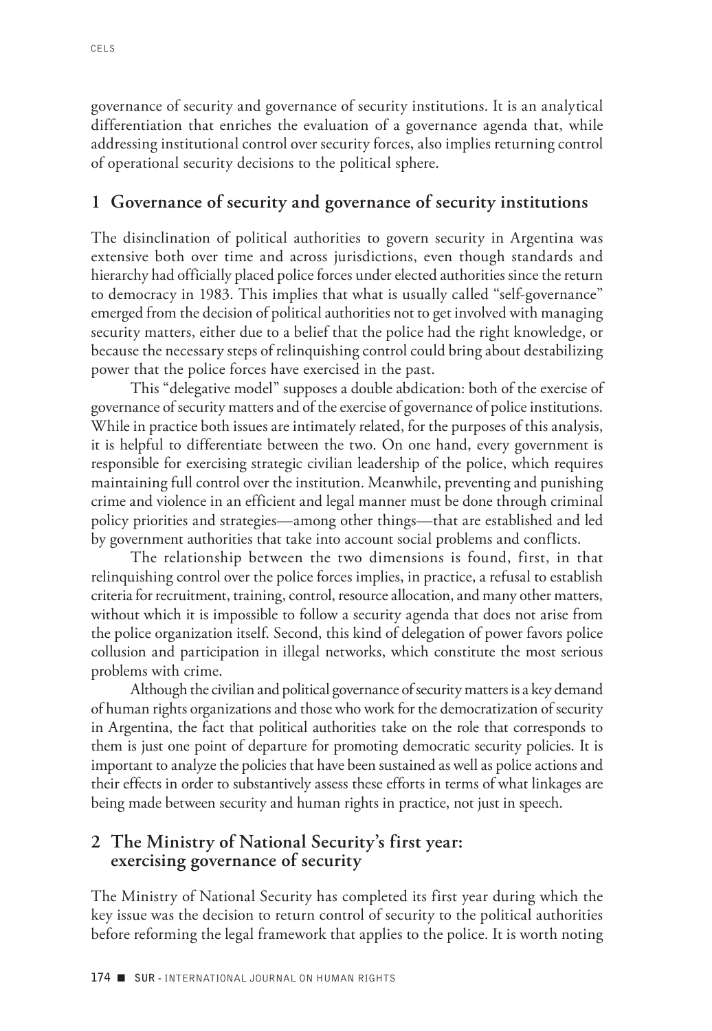governance of security and governance of security institutions. It is an analytical differentiation that enriches the evaluation of a governance agenda that, while addressing institutional control over security forces, also implies returning control of operational security decisions to the political sphere.

## 1 Governance of security and governance of security institutions

The disinclination of political authorities to govern security in Argentina was extensive both over time and across jurisdictions, even though standards and hierarchy had officially placed police forces under elected authorities since the return to democracy in 1983. This implies that what is usually called "self-governance" emerged from the decision of political authorities not to get involved with managing security matters, either due to a belief that the police had the right knowledge, or because the necessary steps of relinquishing control could bring about destabilizing power that the police forces have exercised in the past.

This "delegative model" supposes a double abdication: both of the exercise of governance of security matters and of the exercise of governance of police institutions. While in practice both issues are intimately related, for the purposes of this analysis, it is helpful to differentiate between the two. On one hand, every government is responsible for exercising strategic civilian leadership of the police, which requires maintaining full control over the institution. Meanwhile, preventing and punishing crime and violence in an efficient and legal manner must be done through criminal policy priorities and strategies—among other things—that are established and led by government authorities that take into account social problems and conflicts.

The relationship between the two dimensions is found, first, in that relinquishing control over the police forces implies, in practice, a refusal to establish criteria for recruitment, training, control, resource allocation, and many other matters, without which it is impossible to follow a security agenda that does not arise from the police organization itself. Second, this kind of delegation of power favors police collusion and participation in illegal networks, which constitute the most serious problems with crime.

Although the civilian and political governance of security matters is a key demand of human rights organizations and those who work for the democratization of security in Argentina, the fact that political authorities take on the role that corresponds to them is just one point of departure for promoting democratic security policies. It is important to analyze the policies that have been sustained as well as police actions and their effects in order to substantively assess these efforts in terms of what linkages are being made between security and human rights in practice, not just in speech.

## 2 The Ministry of National Security's first year: exercising governance of security

The Ministry of National Security has completed its first year during which the key issue was the decision to return control of security to the political authorities before reforming the legal framework that applies to the police. It is worth noting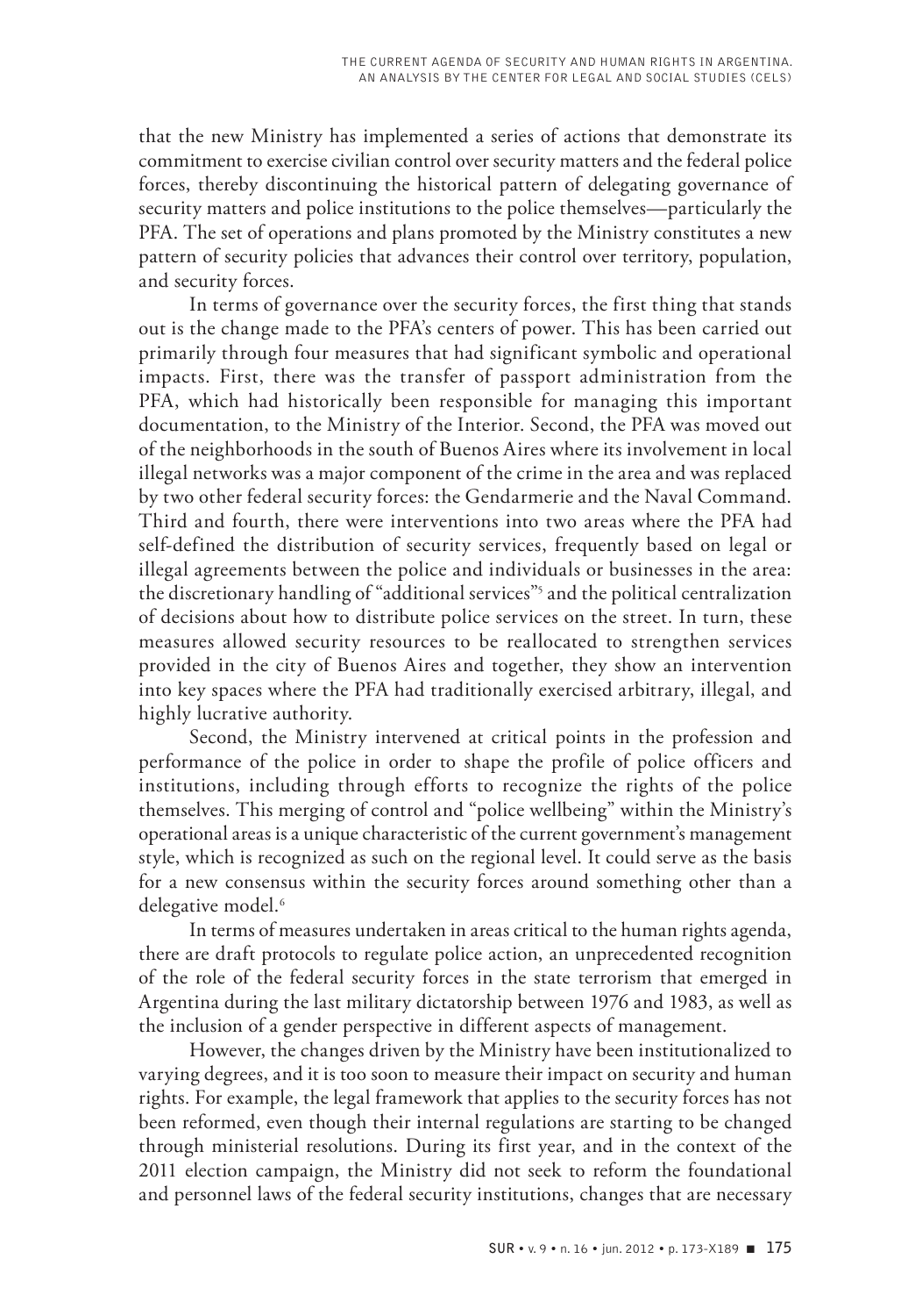that the new Ministry has implemented a series of actions that demonstrate its commitment to exercise civilian control over security matters and the federal police forces, thereby discontinuing the historical pattern of delegating governance of security matters and police institutions to the police themselves—particularly the PFA. The set of operations and plans promoted by the Ministry constitutes a new pattern of security policies that advances their control over territory, population, and security forces.

In terms of governance over the security forces, the first thing that stands out is the change made to the PFA's centers of power. This has been carried out primarily through four measures that had significant symbolic and operational impacts. First, there was the transfer of passport administration from the PFA, which had historically been responsible for managing this important documentation, to the Ministry of the Interior. Second, the PFA was moved out of the neighborhoods in the south of Buenos Aires where its involvement in local illegal networks was a major component of the crime in the area and was replaced by two other federal security forces: the Gendarmerie and the Naval Command. Third and fourth, there were interventions into two areas where the PFA had self-defined the distribution of security services, frequently based on legal or illegal agreements between the police and individuals or businesses in the area: the discretionary handling of "additional services"[5] and the political centralization of decisions about how to distribute police services on the street. In turn, these measures allowed security resources to be reallocated to strengthen services provided in the city of Buenos Aires and together, they show an intervention into key spaces where the PFA had traditionally exercised arbitrary, illegal, and highly lucrative authority.

Second, the Ministry intervened at critical points in the profession and performance of the police in order to shape the profile of police officers and institutions, including through efforts to recognize the rights of the police themselves. This merging of control and "police wellbeing" within the Ministry's operational areas is a unique characteristic of the current government's management style, which is recognized as such on the regional level. It could serve as the basis for a new consensus within the security forces around something other than a delegative model.[6]

In terms of measures undertaken in areas critical to the human rights agenda, there are draft protocols to regulate police action, an unprecedented recognition of the role of the federal security forces in the state terrorism that emerged in Argentina during the last military dictatorship between 1976 and 1983, as well as the inclusion of a gender perspective in different aspects of management.

However, the changes driven by the Ministry have been institutionalized to varying degrees, and it is too soon to measure their impact on security and human rights. For example, the legal framework that applies to the security forces has not been reformed, even though their internal regulations are starting to be changed through ministerial resolutions. During its first year, and in the context of the 2011 election campaign, the Ministry did not seek to reform the foundational and personnel laws of the federal security institutions, changes that are necessary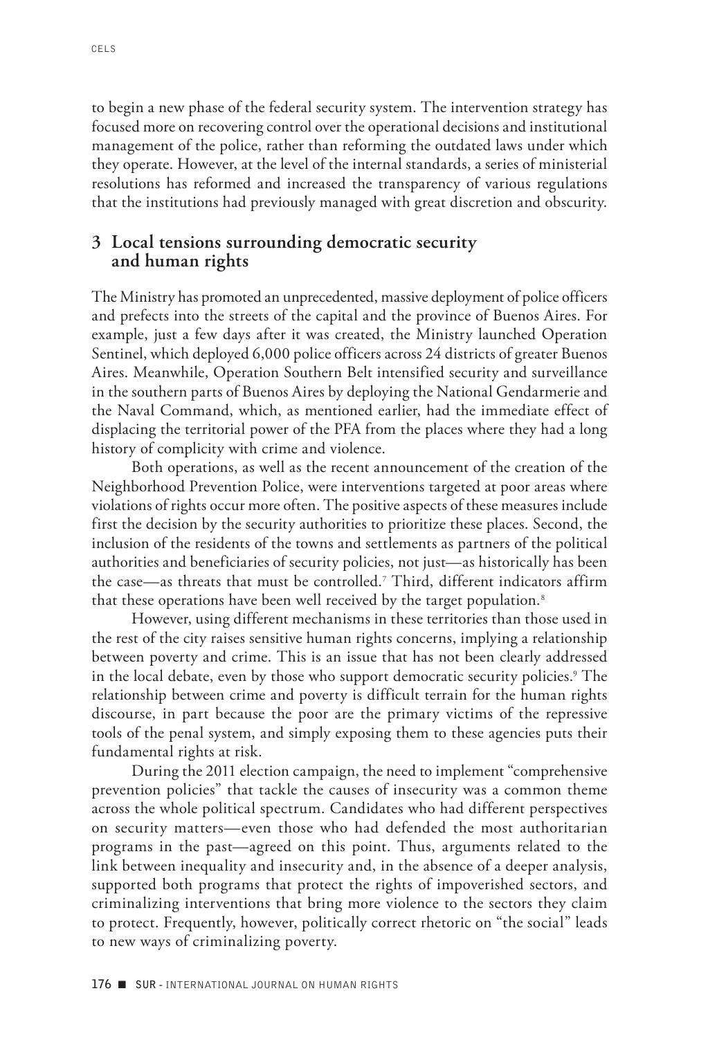to begin a new phase of the federal security system. The intervention strategy has focused more on recovering control over the operational decisions and institutional management of the police, rather than reforming the outdated laws under which they operate. However, at the level of the internal standards, a series of ministerial resolutions has reformed and increased the transparency of various regulations that the institutions had previously managed with great discretion and obscurity.

## 3 Local tensions surrounding democratic security and human rights

The Ministry has promoted an unprecedented, massive deployment of police officers and prefects into the streets of the capital and the province of Buenos Aires. For example, just a few days after it was created, the Ministry launched Operation Sentinel, which deployed 6,000 police officers across 24 districts of greater Buenos Aires. Meanwhile, Operation Southern Belt intensified security and surveillance in the southern parts of Buenos Aires by deploying the National Gendarmerie and the Naval Command, which, as mentioned earlier, had the immediate effect of displacing the territorial power of the PFA from the places where they had a long history of complicity with crime and violence.

Both operations, as well as the recent announcement of the creation of the Neighborhood Prevention Police, were interventions targeted at poor areas where violations of rights occur more often. The positive aspects of these measures include first the decision by the security authorities to prioritize these places. Second, the inclusion of the residents of the towns and settlements as partners of the political authorities and beneficiaries of security policies, not just—as historically has been the case—as threats that must be controlled.[7] Third, different indicators affirm that these operations have been well received by the target population.[8]

However, using different mechanisms in these territories than those used in the rest of the city raises sensitive human rights concerns, implying a relationship between poverty and crime. This is an issue that has not been clearly addressed in the local debate, even by those who support democratic security policies.[9] The relationship between crime and poverty is difficult terrain for the human rights discourse, in part because the poor are the primary victims of the repressive tools of the penal system, and simply exposing them to these agencies puts their fundamental rights at risk.

During the 2011 election campaign, the need to implement "comprehensive prevention policies" that tackle the causes of insecurity was a common theme across the whole political spectrum. Candidates who had different perspectives on security matters—even those who had defended the most authoritarian programs in the past—agreed on this point. Thus, arguments related to the link between inequality and insecurity and, in the absence of a deeper analysis, supported both programs that protect the rights of impoverished sectors, and criminalizing interventions that bring more violence to the sectors they claim to protect. Frequently, however, politically correct rhetoric on "the social" leads to new ways of criminalizing poverty.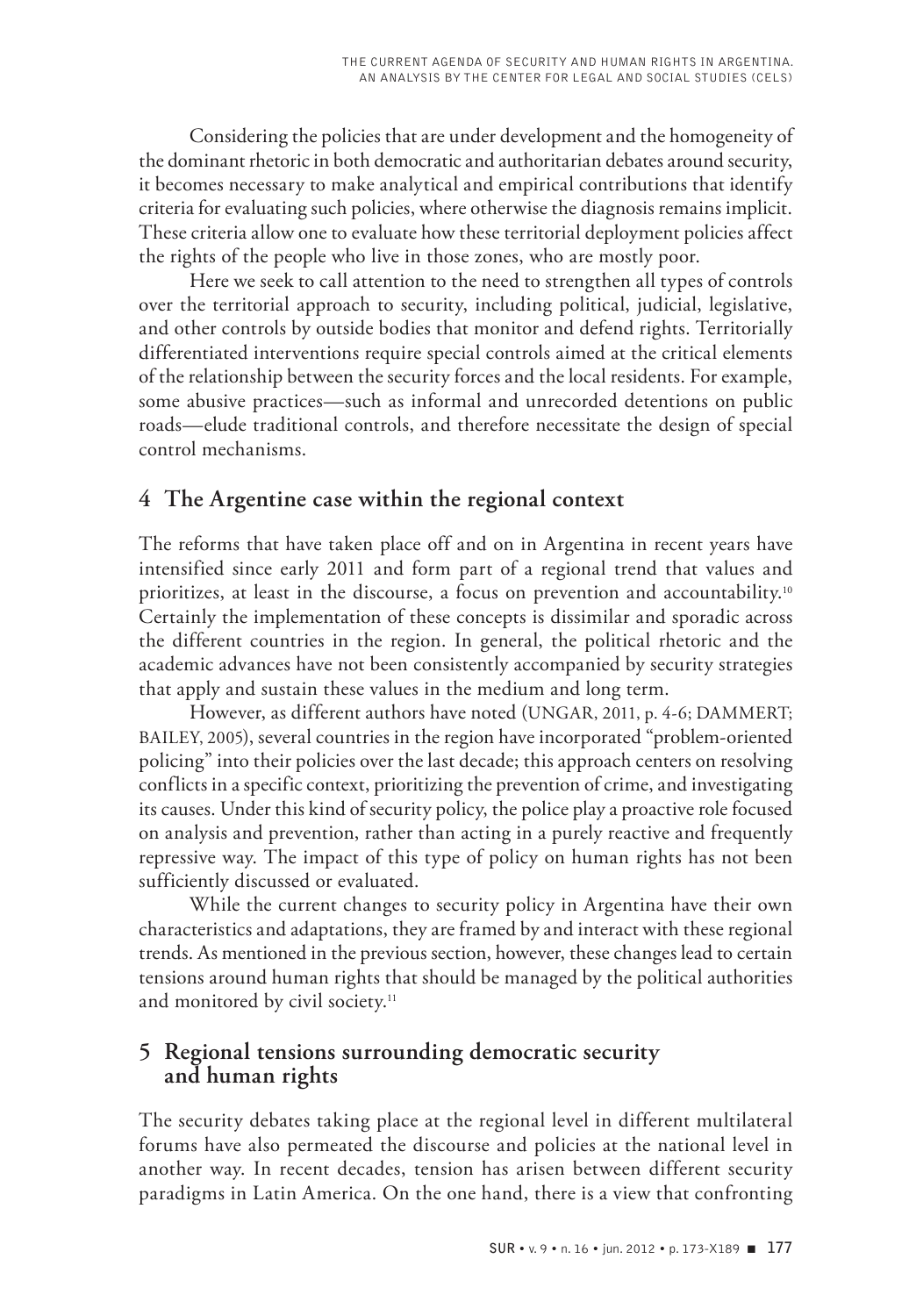Considering the policies that are under development and the homogeneity of the dominant rhetoric in both democratic and authoritarian debates around security, it becomes necessary to make analytical and empirical contributions that identify criteria for evaluating such policies, where otherwise the diagnosis remains implicit. These criteria allow one to evaluate how these territorial deployment policies affect the rights of the people who live in those zones, who are mostly poor.

Here we seek to call attention to the need to strengthen all types of controls over the territorial approach to security, including political, judicial, legislative, and other controls by outside bodies that monitor and defend rights. Territorially differentiated interventions require special controls aimed at the critical elements of the relationship between the security forces and the local residents. For example, some abusive practices—such as informal and unrecorded detentions on public roads—elude traditional controls, and therefore necessitate the design of special control mechanisms.

## 4 The Argentine case within the regional context

The reforms that have taken place off and on in Argentina in recent years have intensified since early 2011 and form part of a regional trend that values and prioritizes, at least in the discourse, a focus on prevention and accountability.[10] Certainly the implementation of these concepts is dissimilar and sporadic across the different countries in the region. In general, the political rhetoric and the academic advances have not been consistently accompanied by security strategies that apply and sustain these values in the medium and long term.

However, as different authors have noted (UNGAR, 2011, p. 4-6; DAMMERT; BAILEY, 2005), several countries in the region have incorporated "problem-oriented policing" into their policies over the last decade; this approach centers on resolving conflicts in a specific context, prioritizing the prevention of crime, and investigating its causes. Under this kind of security policy, the police play a proactive role focused on analysis and prevention, rather than acting in a purely reactive and frequently repressive way. The impact of this type of policy on human rights has not been sufficiently discussed or evaluated.

While the current changes to security policy in Argentina have their own characteristics and adaptations, they are framed by and interact with these regional trends. As mentioned in the previous section, however, these changes lead to certain tensions around human rights that should be managed by the political authorities and monitored by civil society.[11]

## 5 Regional tensions surrounding democratic security and human rights

The security debates taking place at the regional level in different multilateral forums have also permeated the discourse and policies at the national level in another way. In recent decades, tension has arisen between different security paradigms in Latin America. On the one hand, there is a view that confronting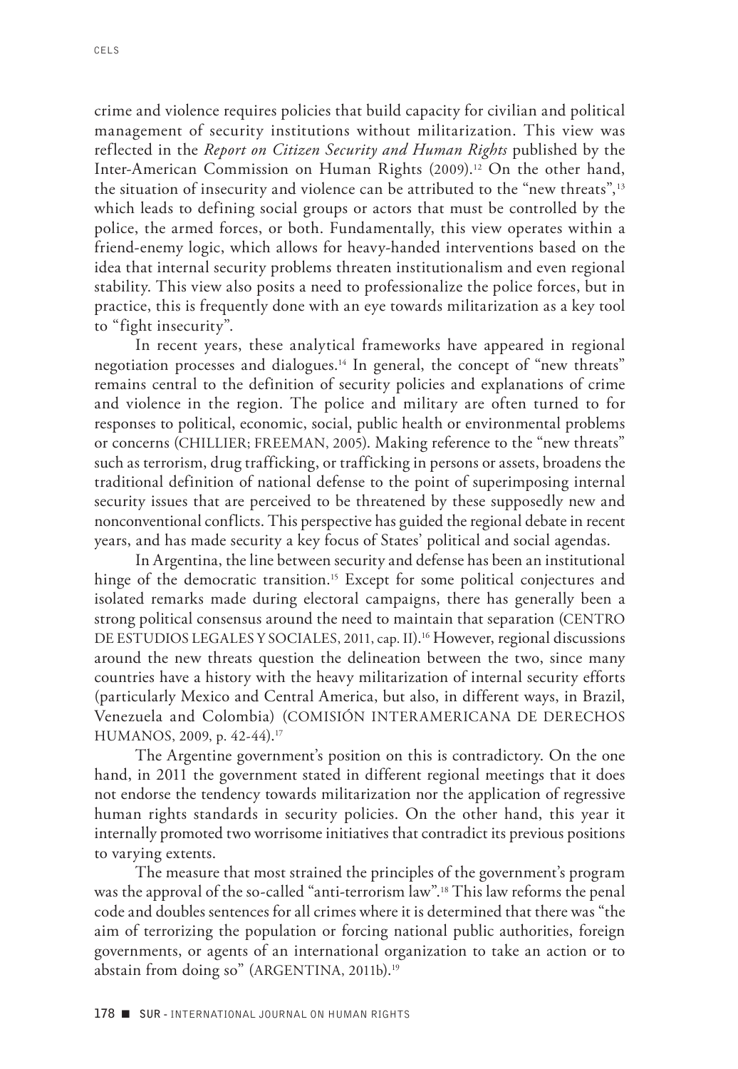crime and violence requires policies that build capacity for civilian and political management of security institutions without militarization. This view was reflected in the *Report on Citizen Security and Human Rights* published by the Inter-American Commission on Human Rights (2009).[12] On the other hand, the situation of insecurity and violence can be attributed to the "new threats",[13] which leads to defining social groups or actors that must be controlled by the police, the armed forces, or both. Fundamentally, this view operates within a friend-enemy logic, which allows for heavy-handed interventions based on the idea that internal security problems threaten institutionalism and even regional stability. This view also posits a need to professionalize the police forces, but in practice, this is frequently done with an eye towards militarization as a key tool to "fight insecurity".

In recent years, these analytical frameworks have appeared in regional negotiation processes and dialogues.[14] In general, the concept of "new threats" remains central to the definition of security policies and explanations of crime and violence in the region. The police and military are often turned to for responses to political, economic, social, public health or environmental problems or concerns (CHILLIER; FREEMAN, 2005). Making reference to the "new threats" such as terrorism, drug trafficking, or trafficking in persons or assets, broadens the traditional definition of national defense to the point of superimposing internal security issues that are perceived to be threatened by these supposedly new and nonconventional conflicts. This perspective has guided the regional debate in recent years, and has made security a key focus of States' political and social agendas.

In Argentina, the line between security and defense has been an institutional hinge of the democratic transition.[15] Except for some political conjectures and isolated remarks made during electoral campaigns, there has generally been a strong political consensus around the need to maintain that separation (CENTRO DE ESTUDIOS LEGALES Y SOCIALES, 2011, cap. II).[16] However, regional discussions around the new threats question the delineation between the two, since many countries have a history with the heavy militarization of internal security efforts (particularly Mexico and Central America, but also, in different ways, in Brazil, Venezuela and Colombia) (COMISIÓN INTERAMERICANA DE DERECHOS HUMANOS, 2009, p. 42-44).[17]

The Argentine government's position on this is contradictory. On the one hand, in 2011 the government stated in different regional meetings that it does not endorse the tendency towards militarization nor the application of regressive human rights standards in security policies. On the other hand, this year it internally promoted two worrisome initiatives that contradict its previous positions to varying extents.

The measure that most strained the principles of the government's program was the approval of the so-called "anti-terrorism law".[18] This law reforms the penal code and doubles sentences for all crimes where it is determined that there was "the aim of terrorizing the population or forcing national public authorities, foreign governments, or agents of an international organization to take an action or to abstain from doing so" (ARGENTINA, 2011b).[19]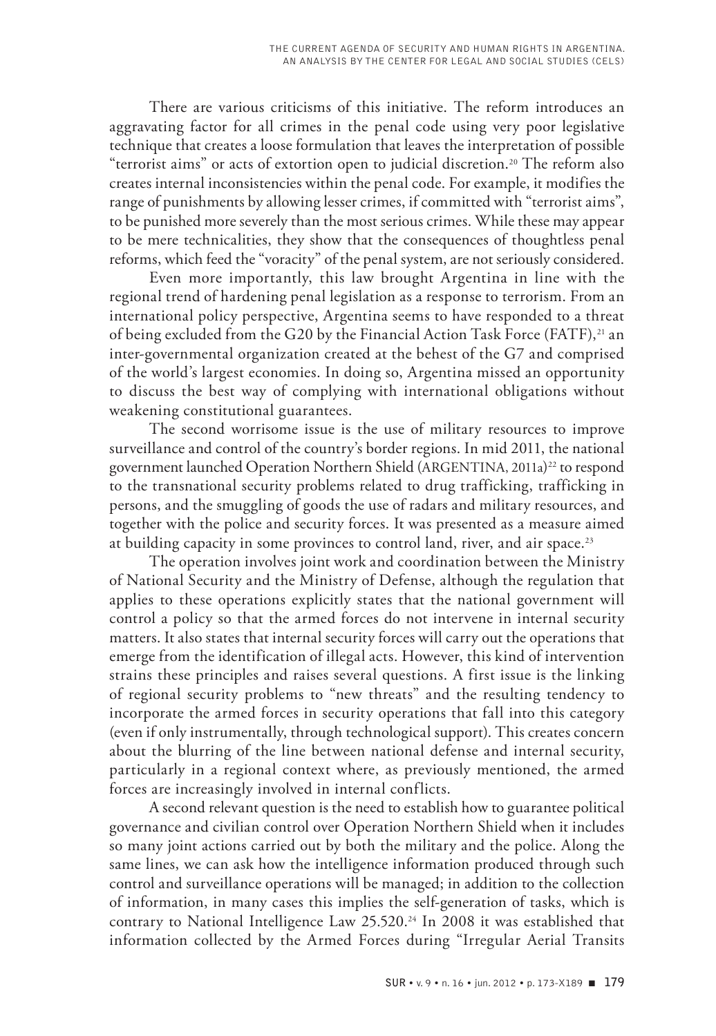There are various criticisms of this initiative. The reform introduces an aggravating factor for all crimes in the penal code using very poor legislative technique that creates a loose formulation that leaves the interpretation of possible "terrorist aims" or acts of extortion open to judicial discretion.[20] The reform also creates internal inconsistencies within the penal code. For example, it modifies the range of punishments by allowing lesser crimes, if committed with "terrorist aims", to be punished more severely than the most serious crimes. While these may appear to be mere technicalities, they show that the consequences of thoughtless penal reforms, which feed the "voracity" of the penal system, are not seriously considered.

Even more importantly, this law brought Argentina in line with the regional trend of hardening penal legislation as a response to terrorism. From an international policy perspective, Argentina seems to have responded to a threat of being excluded from the G20 by the Financial Action Task Force (FATF),[21] an inter-governmental organization created at the behest of the G7 and comprised of the world's largest economies. In doing so, Argentina missed an opportunity to discuss the best way of complying with international obligations without weakening constitutional guarantees.

The second worrisome issue is the use of military resources to improve surveillance and control of the country's border regions. In mid 2011, the national government launched Operation Northern Shield (ARGENTINA, 2011a)[22] to respond to the transnational security problems related to drug trafficking, trafficking in persons, and the smuggling of goods the use of radars and military resources, and together with the police and security forces. It was presented as a measure aimed at building capacity in some provinces to control land, river, and air space.[23]

The operation involves joint work and coordination between the Ministry of National Security and the Ministry of Defense, although the regulation that applies to these operations explicitly states that the national government will control a policy so that the armed forces do not intervene in internal security matters. It also states that internal security forces will carry out the operations that emerge from the identification of illegal acts. However, this kind of intervention strains these principles and raises several questions. A first issue is the linking of regional security problems to "new threats" and the resulting tendency to incorporate the armed forces in security operations that fall into this category (even if only instrumentally, through technological support). This creates concern about the blurring of the line between national defense and internal security, particularly in a regional context where, as previously mentioned, the armed forces are increasingly involved in internal conflicts.

A second relevant question is the need to establish how to guarantee political governance and civilian control over Operation Northern Shield when it includes so many joint actions carried out by both the military and the police. Along the same lines, we can ask how the intelligence information produced through such control and surveillance operations will be managed; in addition to the collection of information, in many cases this implies the self-generation of tasks, which is contrary to National Intelligence Law 25.520.[24] In 2008 it was established that information collected by the Armed Forces during "Irregular Aerial Transits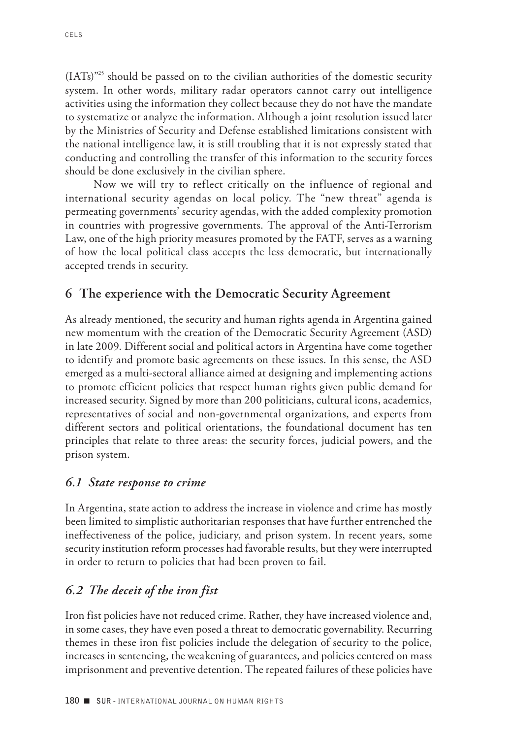(IATs)"[25] should be passed on to the civilian authorities of the domestic security system. In other words, military radar operators cannot carry out intelligence activities using the information they collect because they do not have the mandate to systematize or analyze the information. Although a joint resolution issued later by the Ministries of Security and Defense established limitations consistent with the national intelligence law, it is still troubling that it is not expressly stated that conducting and controlling the transfer of this information to the security forces should be done exclusively in the civilian sphere.

Now we will try to reflect critically on the influence of regional and international security agendas on local policy. The "new threat" agenda is permeating governments' security agendas, with the added complexity promotion in countries with progressive governments. The approval of the Anti-Terrorism Law, one of the high priority measures promoted by the FATF, serves as a warning of how the local political class accepts the less democratic, but internationally accepted trends in security.

## 6 The experience with the Democratic Security Agreement

As already mentioned, the security and human rights agenda in Argentina gained new momentum with the creation of the Democratic Security Agreement (ASD) in late 2009. Different social and political actors in Argentina have come together to identify and promote basic agreements on these issues. In this sense, the ASD emerged as a multi-sectoral alliance aimed at designing and implementing actions to promote efficient policies that respect human rights given public demand for increased security. Signed by more than 200 politicians, cultural icons, academics, representatives of social and non-governmental organizations, and experts from different sectors and political orientations, the foundational document has ten principles that relate to three areas: the security forces, judicial powers, and the prison system.

### *6.1 State response to crime*

In Argentina, state action to address the increase in violence and crime has mostly been limited to simplistic authoritarian responses that have further entrenched the ineffectiveness of the police, judiciary, and prison system. In recent years, some security institution reform processes had favorable results, but they were interrupted in order to return to policies that had been proven to fail.

### *6.2 The deceit of the iron fist*

Iron fist policies have not reduced crime. Rather, they have increased violence and, in some cases, they have even posed a threat to democratic governability. Recurring themes in these iron fist policies include the delegation of security to the police, increases in sentencing, the weakening of guarantees, and policies centered on mass imprisonment and preventive detention. The repeated failures of these policies have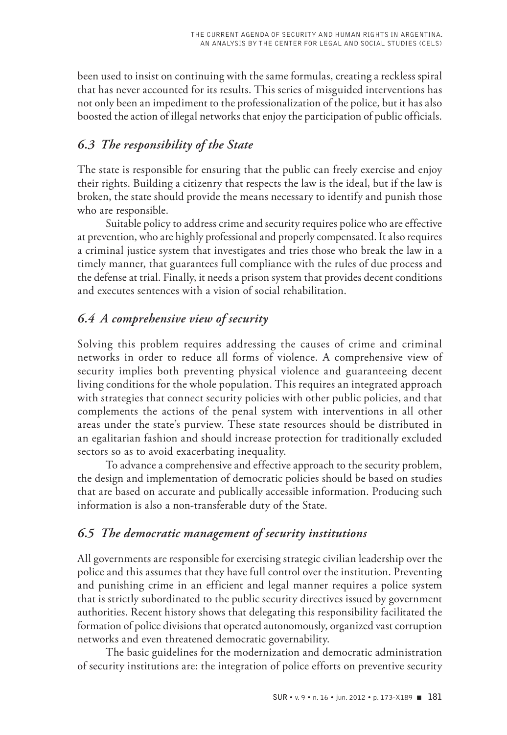been used to insist on continuing with the same formulas, creating a reckless spiral that has never accounted for its results. This series of misguided interventions has not only been an impediment to the professionalization of the police, but it has also boosted the action of illegal networks that enjoy the participation of public officials.

## *6.3 The responsibility of the State*

The state is responsible for ensuring that the public can freely exercise and enjoy their rights. Building a citizenry that respects the law is the ideal, but if the law is broken, the state should provide the means necessary to identify and punish those who are responsible.

Suitable policy to address crime and security requires police who are effective at prevention, who are highly professional and properly compensated. It also requires a criminal justice system that investigates and tries those who break the law in a timely manner, that guarantees full compliance with the rules of due process and the defense at trial. Finally, it needs a prison system that provides decent conditions and executes sentences with a vision of social rehabilitation.

## *6.4 A comprehensive view of security*

Solving this problem requires addressing the causes of crime and criminal networks in order to reduce all forms of violence. A comprehensive view of security implies both preventing physical violence and guaranteeing decent living conditions for the whole population. This requires an integrated approach with strategies that connect security policies with other public policies, and that complements the actions of the penal system with interventions in all other areas under the state's purview. These state resources should be distributed in an egalitarian fashion and should increase protection for traditionally excluded sectors so as to avoid exacerbating inequality.

To advance a comprehensive and effective approach to the security problem, the design and implementation of democratic policies should be based on studies that are based on accurate and publically accessible information. Producing such information is also a non-transferable duty of the State.

## *6.5 The democratic management of security institutions*

All governments are responsible for exercising strategic civilian leadership over the police and this assumes that they have full control over the institution. Preventing and punishing crime in an efficient and legal manner requires a police system that is strictly subordinated to the public security directives issued by government authorities. Recent history shows that delegating this responsibility facilitated the formation of police divisions that operated autonomously, organized vast corruption networks and even threatened democratic governability.

The basic guidelines for the modernization and democratic administration of security institutions are: the integration of police efforts on preventive security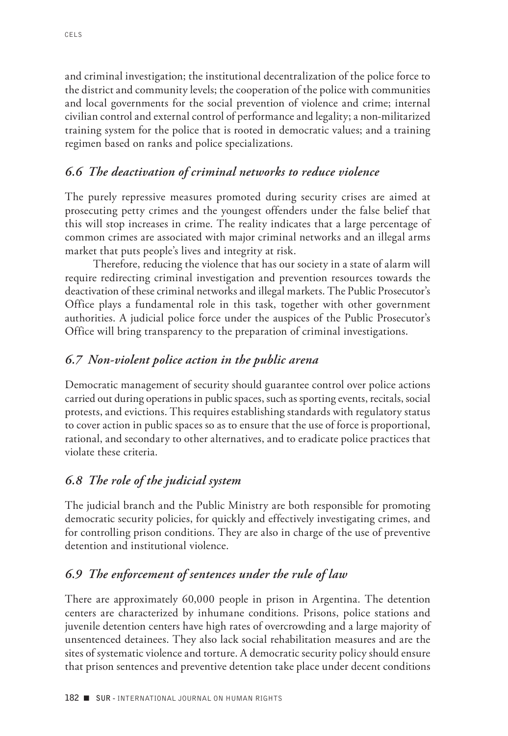and criminal investigation; the institutional decentralization of the police force to the district and community levels; the cooperation of the police with communities and local governments for the social prevention of violence and crime; internal civilian control and external control of performance and legality; a non-militarized training system for the police that is rooted in democratic values; and a training regimen based on ranks and police specializations.

### *6.6 The deactivation of criminal networks to reduce violence*

The purely repressive measures promoted during security crises are aimed at prosecuting petty crimes and the youngest offenders under the false belief that this will stop increases in crime. The reality indicates that a large percentage of common crimes are associated with major criminal networks and an illegal arms market that puts people's lives and integrity at risk.

Therefore, reducing the violence that has our society in a state of alarm will require redirecting criminal investigation and prevention resources towards the deactivation of these criminal networks and illegal markets. The Public Prosecutor's Office plays a fundamental role in this task, together with other government authorities. A judicial police force under the auspices of the Public Prosecutor's Office will bring transparency to the preparation of criminal investigations.

### *6.7 Non-violent police action in the public arena*

Democratic management of security should guarantee control over police actions carried out during operations in public spaces, such as sporting events, recitals, social protests, and evictions. This requires establishing standards with regulatory status to cover action in public spaces so as to ensure that the use of force is proportional, rational, and secondary to other alternatives, and to eradicate police practices that violate these criteria.

### *6.8 The role of the judicial system*

The judicial branch and the Public Ministry are both responsible for promoting democratic security policies, for quickly and effectively investigating crimes, and for controlling prison conditions. They are also in charge of the use of preventive detention and institutional violence.

### *6.9 The enforcement of sentences under the rule of law*

There are approximately 60,000 people in prison in Argentina. The detention centers are characterized by inhumane conditions. Prisons, police stations and juvenile detention centers have high rates of overcrowding and a large majority of unsentenced detainees. They also lack social rehabilitation measures and are the sites of systematic violence and torture. A democratic security policy should ensure that prison sentences and preventive detention take place under decent conditions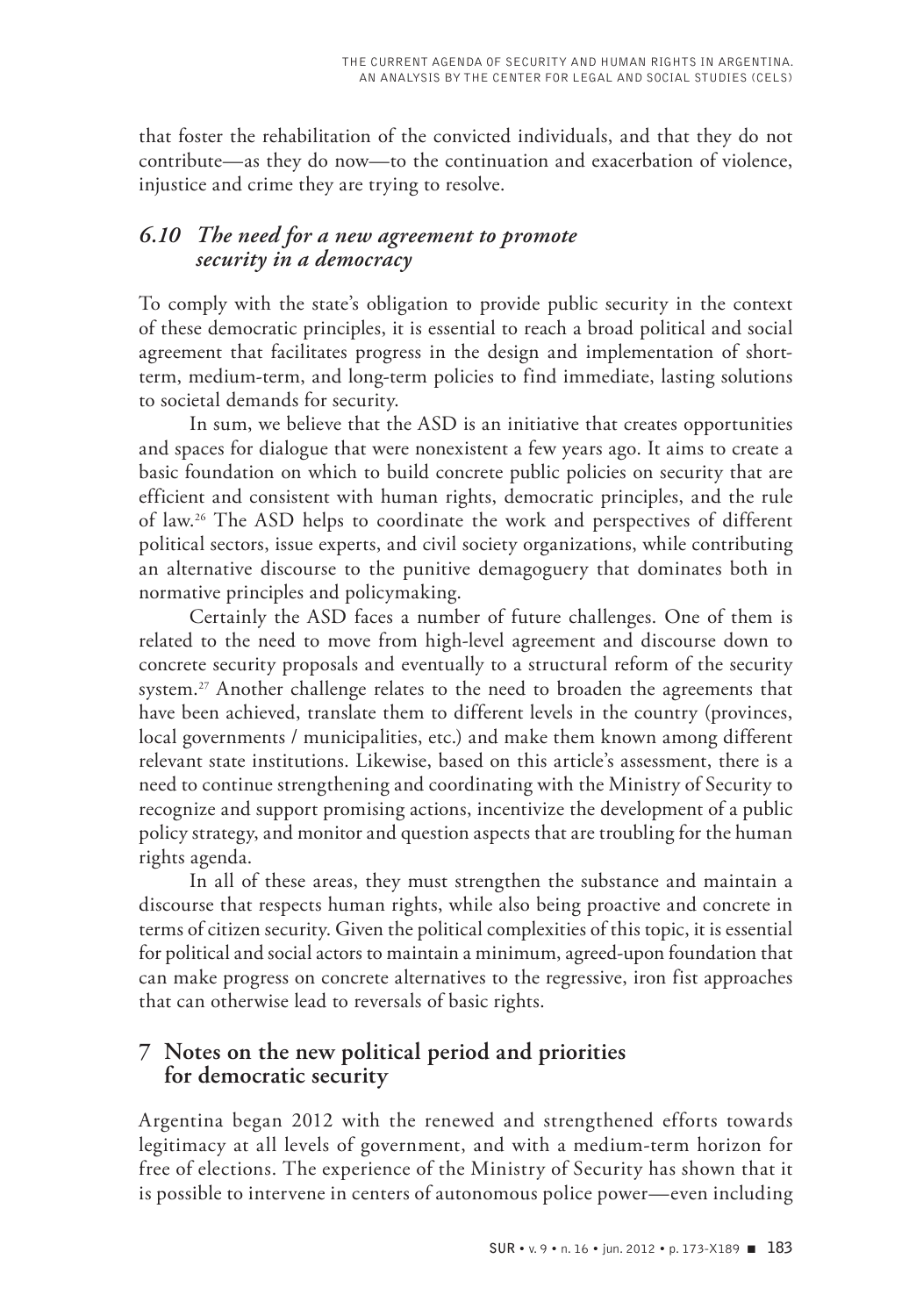that foster the rehabilitation of the convicted individuals, and that they do not contribute—as they do now—to the continuation and exacerbation of violence, injustice and crime they are trying to resolve.

### *6.10 The need for a new agreement to promote security in a democracy*

To comply with the state's obligation to provide public security in the context of these democratic principles, it is essential to reach a broad political and social agreement that facilitates progress in the design and implementation of short-term, medium-term, and long-term policies to find immediate, lasting solutions to societal demands for security.

In sum, we believe that the ASD is an initiative that creates opportunities and spaces for dialogue that were nonexistent a few years ago. It aims to create a basic foundation on which to build concrete public policies on security that are efficient and consistent with human rights, democratic principles, and the rule of law.[26] The ASD helps to coordinate the work and perspectives of different political sectors, issue experts, and civil society organizations, while contributing an alternative discourse to the punitive demagoguery that dominates both in normative principles and policymaking.

Certainly the ASD faces a number of future challenges. One of them is related to the need to move from high-level agreement and discourse down to concrete security proposals and eventually to a structural reform of the security system.[27] Another challenge relates to the need to broaden the agreements that have been achieved, translate them to different levels in the country (provinces, local governments / municipalities, etc.) and make them known among different relevant state institutions. Likewise, based on this article's assessment, there is a need to continue strengthening and coordinating with the Ministry of Security to recognize and support promising actions, incentivize the development of a public policy strategy, and monitor and question aspects that are troubling for the human rights agenda.

In all of these areas, they must strengthen the substance and maintain a discourse that respects human rights, while also being proactive and concrete in terms of citizen security. Given the political complexities of this topic, it is essential for political and social actors to maintain a minimum, agreed-upon foundation that can make progress on concrete alternatives to the regressive, iron fist approaches that can otherwise lead to reversals of basic rights.

## 7 Notes on the new political period and priorities for democratic security

Argentina began 2012 with the renewed and strengthened efforts towards legitimacy at all levels of government, and with a medium-term horizon for free of elections. The experience of the Ministry of Security has shown that it is possible to intervene in centers of autonomous police power—even including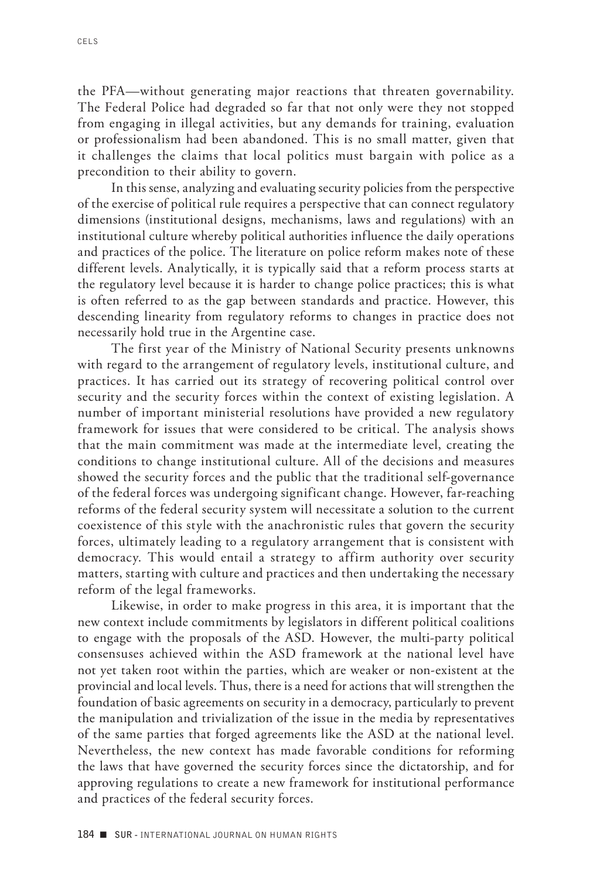the PFA—without generating major reactions that threaten governability. The Federal Police had degraded so far that not only were they not stopped from engaging in illegal activities, but any demands for training, evaluation or professionalism had been abandoned. This is no small matter, given that it challenges the claims that local politics must bargain with police as a precondition to their ability to govern.

In this sense, analyzing and evaluating security policies from the perspective of the exercise of political rule requires a perspective that can connect regulatory dimensions (institutional designs, mechanisms, laws and regulations) with an institutional culture whereby political authorities influence the daily operations and practices of the police. The literature on police reform makes note of these different levels. Analytically, it is typically said that a reform process starts at the regulatory level because it is harder to change police practices; this is what is often referred to as the gap between standards and practice. However, this descending linearity from regulatory reforms to changes in practice does not necessarily hold true in the Argentine case.

The first year of the Ministry of National Security presents unknowns with regard to the arrangement of regulatory levels, institutional culture, and practices. It has carried out its strategy of recovering political control over security and the security forces within the context of existing legislation. A number of important ministerial resolutions have provided a new regulatory framework for issues that were considered to be critical. The analysis shows that the main commitment was made at the intermediate level, creating the conditions to change institutional culture. All of the decisions and measures showed the security forces and the public that the traditional self-governance of the federal forces was undergoing significant change. However, far-reaching reforms of the federal security system will necessitate a solution to the current coexistence of this style with the anachronistic rules that govern the security forces, ultimately leading to a regulatory arrangement that is consistent with democracy. This would entail a strategy to affirm authority over security matters, starting with culture and practices and then undertaking the necessary reform of the legal frameworks.

Likewise, in order to make progress in this area, it is important that the new context include commitments by legislators in different political coalitions to engage with the proposals of the ASD. However, the multi-party political consensuses achieved within the ASD framework at the national level have not yet taken root within the parties, which are weaker or non-existent at the provincial and local levels. Thus, there is a need for actions that will strengthen the foundation of basic agreements on security in a democracy, particularly to prevent the manipulation and trivialization of the issue in the media by representatives of the same parties that forged agreements like the ASD at the national level. Nevertheless, the new context has made favorable conditions for reforming the laws that have governed the security forces since the dictatorship, and for approving regulations to create a new framework for institutional performance and practices of the federal security forces.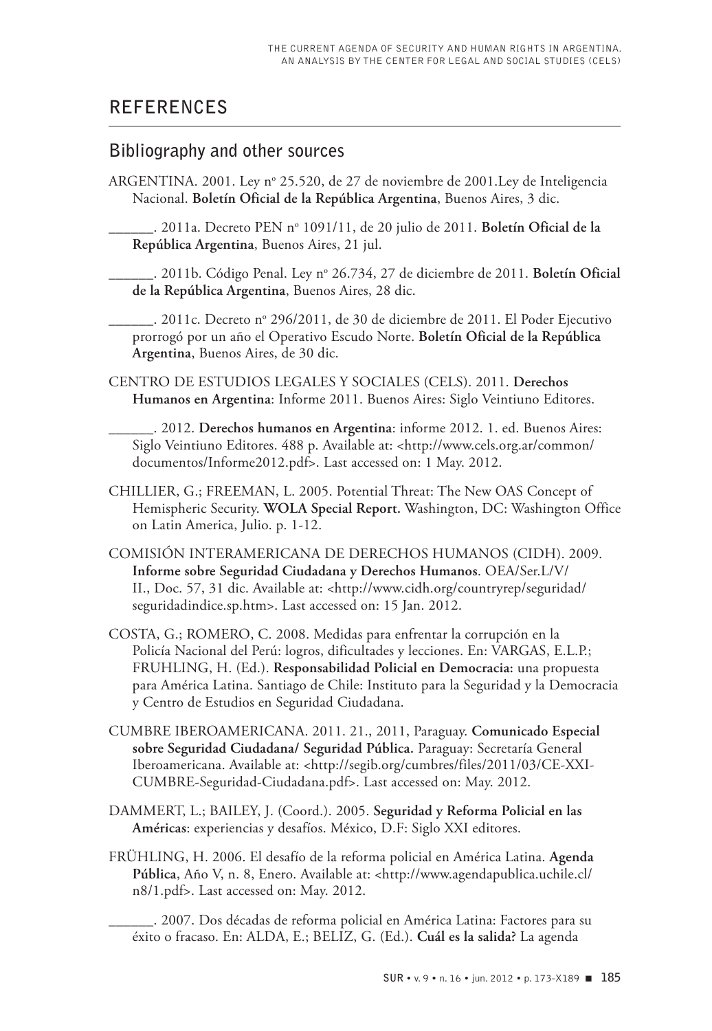## REFERENCES

### Bibliography and other sources

ARGENTINA. 2001. Ley nº 25.520, de 27 de noviembre de 2001.Ley de Inteligencia Nacional. **Boletín Oficial de la República Argentina**, Buenos Aires, 3 dic.

______. 2011a. Decreto PEN nº 1091/11, de 20 julio de 2011. **Boletín Oficial de la República Argentina**, Buenos Aires, 21 jul.

______. 2011b. Código Penal. Ley nº 26.734, 27 de diciembre de 2011. **Boletín Oficial de la República Argentina**, Buenos Aires, 28 dic.

______. 2011c. Decreto nº 296/2011, de 30 de diciembre de 2011. El Poder Ejecutivo prorrogó por un año el Operativo Escudo Norte. **Boletín Oficial de la República Argentina**, Buenos Aires, de 30 dic.

CENTRO DE ESTUDIOS LEGALES Y SOCIALES (CELS). 2011. **Derechos Humanos en Argentina**: Informe 2011. Buenos Aires: Siglo Veintiuno Editores.

______. 2012. **Derechos humanos en Argentina**: informe 2012. 1. ed. Buenos Aires: Siglo Veintiuno Editores. 488 p. Available at: <http://www.cels.org.ar/common/documentos/Informe2012.pdf>. Last accessed on: 1 May. 2012.

CHILLIER, G.; FREEMAN, L. 2005. Potential Threat: The New OAS Concept of Hemispheric Security. **WOLA Special Report.** Washington, DC: Washington Office on Latin America, Julio. p. 1-12.

COMISIÓN INTERAMERICANA DE DERECHOS HUMANOS (CIDH). 2009. **Informe sobre Seguridad Ciudadana y Derechos Humanos**. OEA/Ser.L/V/II., Doc. 57, 31 dic. Available at: <http://www.cidh.org/countryrep/seguridad/seguridadindice.sp.htm>. Last accessed on: 15 Jan. 2012.

COSTA, G.; ROMERO, C. 2008. Medidas para enfrentar la corrupción en la Policía Nacional del Perú: logros, dificultades y lecciones. En: VARGAS, E.L.P.; FRUHLING, H. (Ed.). **Responsabilidad Policial en Democracia:** una propuesta para América Latina. Santiago de Chile: Instituto para la Seguridad y la Democracia y Centro de Estudios en Seguridad Ciudadana.

CUMBRE IBEROAMERICANA. 2011. 21., 2011, Paraguay. **Comunicado Especial sobre Seguridad Ciudadana/ Seguridad Pública.** Paraguay: Secretaría General Iberoamericana. Available at: <http://segib.org/cumbres/files/2011/03/CE-XXI-CUMBRE-Seguridad-Ciudadana.pdf>. Last accessed on: May. 2012.

DAMMERT, L.; BAILEY, J. (Coord.). 2005. **Seguridad y Reforma Policial en las Américas**: experiencias y desafíos. México, D.F: Siglo XXI editores.

FRÜHLING, H. 2006. El desafío de la reforma policial en América Latina. **Agenda Pública**, Año V, n. 8, Enero. Available at: <http://www.agendapublica.uchile.cl/n8/1.pdf>. Last accessed on: May. 2012.

______. 2007. Dos décadas de reforma policial en América Latina: Factores para su éxito o fracaso. En: ALDA, E.; BELIZ, G. (Ed.). **Cuál es la salida?** La agenda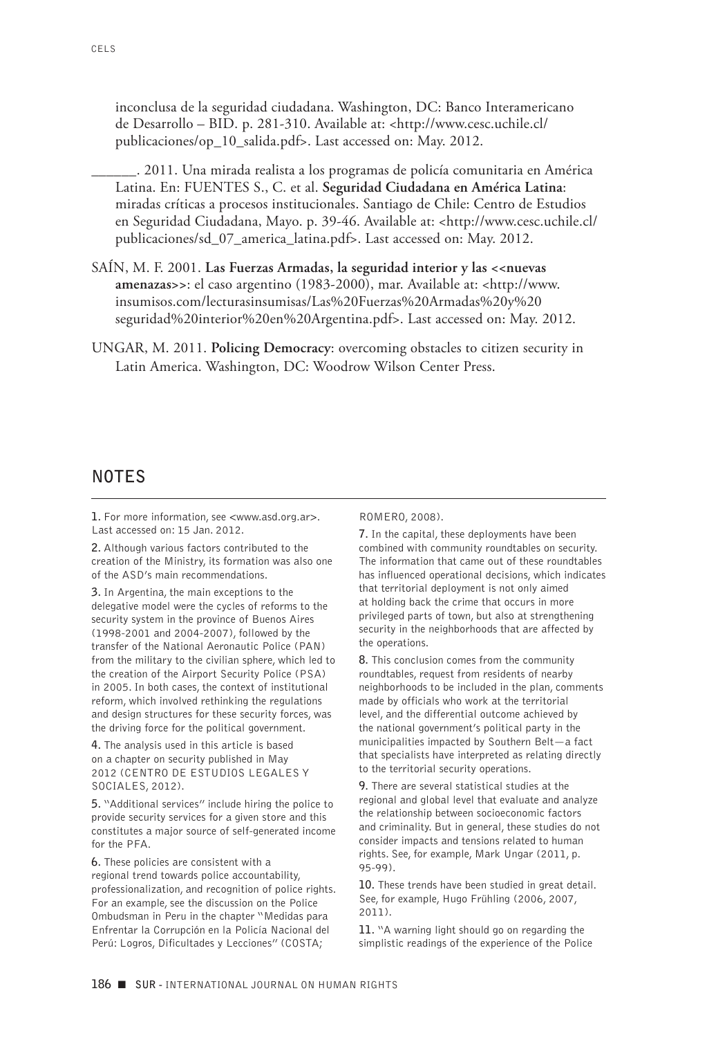inconclusa de la seguridad ciudadana. Washington, DC: Banco Interamericano de Desarrollo – BID. p. 281-310. Available at: <http://www.cesc.uchile.cl/publicaciones/op_10_salida.pdf>. Last accessed on: May. 2012.

______. 2011. Una mirada realista a los programas de policía comunitaria en América Latina. En: FUENTES S., C. et al. **Seguridad Ciudadana en América Latina**: miradas críticas a procesos institucionales. Santiago de Chile: Centro de Estudios en Seguridad Ciudadana, Mayo. p. 39-46. Available at: <http://www.cesc.uchile.cl/publicaciones/sd_07_america_latina.pdf>. Last accessed on: May. 2012.

SAÍN, M. F. 2001. **Las Fuerzas Armadas, la seguridad interior y las <<nuevas amenazas>>**: el caso argentino (1983-2000), mar. Available at: <http://www.insumisos.com/lecturasinsumisas/Las%20Fuerzas%20Armadas%20y%20seguridad%20interior%20en%20Argentina.pdf>. Last accessed on: May. 2012.

UNGAR, M. 2011. **Policing Democracy**: overcoming obstacles to citizen security in Latin America. Washington, DC: Woodrow Wilson Center Press.

## NOTES

**1.** For more information, see <www.asd.org.ar>. Last accessed on: 15 Jan. 2012.

**2.** Although various factors contributed to the creation of the Ministry, its formation was also one of the ASD's main recommendations.

**3.** In Argentina, the main exceptions to the delegative model were the cycles of reforms to the security system in the province of Buenos Aires (1998-2001 and 2004-2007), followed by the transfer of the National Aeronautic Police (PAN) from the military to the civilian sphere, which led to the creation of the Airport Security Police (PSA) in 2005. In both cases, the context of institutional reform, which involved rethinking the regulations and design structures for these security forces, was the driving force for the political government.

**4.** The analysis used in this article is based on a chapter on security published in May 2012 (CENTRO DE ESTUDIOS LEGALES Y SOCIALES, 2012).

**5.** "Additional services" include hiring the police to provide security services for a given store and this constitutes a major source of self-generated income for the PFA.

**6.** These policies are consistent with a regional trend towards police accountability, professionalization, and recognition of police rights. For an example, see the discussion on the Police Ombudsman in Peru in the chapter "Medidas para Enfrentar la Corrupción en la Policía Nacional del Perú: Logros, Dificultades y Lecciones" (COSTA; ROMERO, 2008).

**7.** In the capital, these deployments have been combined with community roundtables on security. The information that came out of these roundtables has influenced operational decisions, which indicates that territorial deployment is not only aimed at holding back the crime that occurs in more privileged parts of town, but also at strengthening security in the neighborhoods that are affected by the operations.

**8.** This conclusion comes from the community roundtables, request from residents of nearby neighborhoods to be included in the plan, comments made by officials who work at the territorial level, and the differential outcome achieved by the national government's political party in the municipalities impacted by Southern Belt—a fact that specialists have interpreted as relating directly to the territorial security operations.

**9.** There are several statistical studies at the regional and global level that evaluate and analyze the relationship between socioeconomic factors and criminality. But in general, these studies do not consider impacts and tensions related to human rights. See, for example, Mark Ungar (2011, p. 95-99).

**10.** These trends have been studied in great detail. See, for example, Hugo Frühling (2006, 2007, 2011).

**11.** "A warning light should go on regarding the simplistic readings of the experience of the Police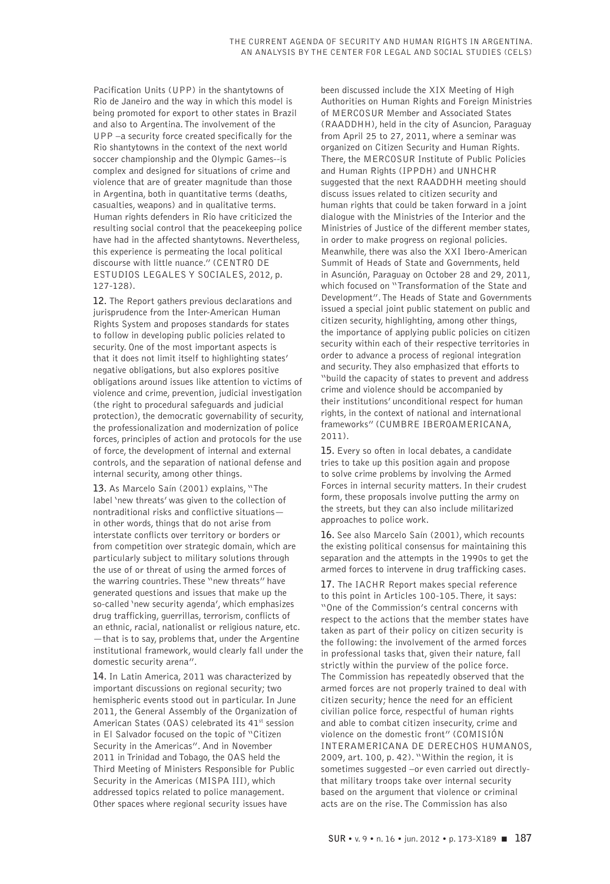Pacification Units (UPP) in the shantytowns of Rio de Janeiro and the way in which this model is being promoted for export to other states in Brazil and also to Argentina. The involvement of the UPP –a security force created specifically for the Rio shantytowns in the context of the next world soccer championship and the Olympic Games--is complex and designed for situations of crime and violence that are of greater magnitude than those in Argentina, both in quantitative terms (deaths, casualties, weapons) and in qualitative terms. Human rights defenders in Rio have criticized the resulting social control that the peacekeeping police have had in the affected shantytowns. Nevertheless, this experience is permeating the local political discourse with little nuance." (CENTRO DE ESTUDIOS LEGALES Y SOCIALES, 2012, p. 127-128).

**12.** The Report gathers previous declarations and jurisprudence from the Inter-American Human Rights System and proposes standards for states to follow in developing public policies related to security. One of the most important aspects is that it does not limit itself to highlighting states' negative obligations, but also explores positive obligations around issues like attention to victims of violence and crime, prevention, judicial investigation (the right to procedural safeguards and judicial protection), the democratic governability of security, the professionalization and modernization of police forces, principles of action and protocols for the use of force, the development of internal and external controls, and the separation of national defense and internal security, among other things.

**13.** As Marcelo Saín (2001) explains, "The label 'new threats' was given to the collection of nontraditional risks and conflictive situations— in other words, things that do not arise from interstate conflicts over territory or borders or from competition over strategic domain, which are particularly subject to military solutions through the use of or threat of using the armed forces of the warring countries. These "new threats" have generated questions and issues that make up the so-called 'new security agenda', which emphasizes drug trafficking, guerrillas, terrorism, conflicts of an ethnic, racial, nationalist or religious nature, etc. —that is to say, problems that, under the Argentine institutional framework, would clearly fall under the domestic security arena".

**14.** In Latin America, 2011 was characterized by important discussions on regional security; two hemispheric events stood out in particular. In June 2011, the General Assembly of the Organization of American States (OAS) celebrated its 41st session in El Salvador focused on the topic of "Citizen Security in the Americas". And in November 2011 in Trinidad and Tobago, the OAS held the Third Meeting of Ministers Responsible for Public Security in the Americas (MISPA III), which addressed topics related to police management. Other spaces where regional security issues have been discussed include the XIX Meeting of High Authorities on Human Rights and Foreign Ministries of MERCOSUR Member and Associated States (RAADDHH), held in the city of Asuncion, Paraguay from April 25 to 27, 2011, where a seminar was organized on Citizen Security and Human Rights. There, the MERCOSUR Institute of Public Policies and Human Rights (IPPDH) and UNHCHR suggested that the next RAADDHH meeting should discuss issues related to citizen security and human rights that could be taken forward in a joint dialogue with the Ministries of the Interior and the Ministries of Justice of the different member states, in order to make progress on regional policies. Meanwhile, there was also the XXI Ibero-American Summit of Heads of State and Governments, held in Asunción, Paraguay on October 28 and 29, 2011, which focused on "Transformation of the State and Development". The Heads of State and Governments issued a special joint public statement on public and citizen security, highlighting, among other things, the importance of applying public policies on citizen security within each of their respective territories in order to advance a process of regional integration and security. They also emphasized that efforts to "build the capacity of states to prevent and address crime and violence should be accompanied by their institutions' unconditional respect for human rights, in the context of national and international frameworks" (CUMBRE IBEROAMERICANA, 2011).

**15.** Every so often in local debates, a candidate tries to take up this position again and propose to solve crime problems by involving the Armed Forces in internal security matters. In their crudest form, these proposals involve putting the army on the streets, but they can also include militarized approaches to police work.

**16.** See also Marcelo Saín (2001), which recounts the existing political consensus for maintaining this separation and the attempts in the 1990s to get the armed forces to intervene in drug trafficking cases.

**17.** The IACHR Report makes special reference to this point in Articles 100-105. There, it says: "One of the Commission's central concerns with respect to the actions that the member states have taken as part of their policy on citizen security is the following: the involvement of the armed forces in professional tasks that, given their nature, fall strictly within the purview of the police force. The Commission has repeatedly observed that the armed forces are not properly trained to deal with citizen security; hence the need for an efficient civilian police force, respectful of human rights and able to combat citizen insecurity, crime and violence on the domestic front" (COMISIÓN INTERAMERICANA DE DERECHOS HUMANOS, 2009, art. 100, p. 42). "Within the region, it is sometimes suggested –or even carried out directly- that military troops take over internal security based on the argument that violence or criminal acts are on the rise. The Commission has also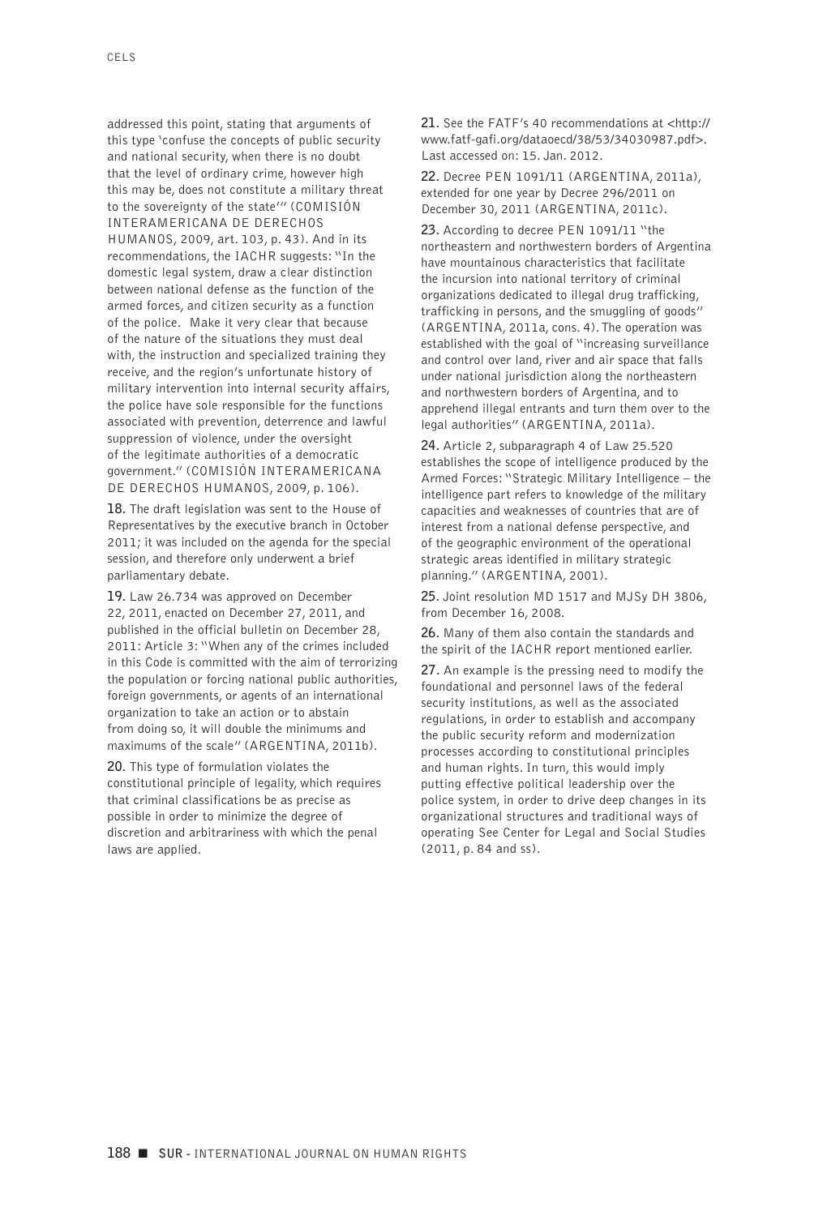addressed this point, stating that arguments of this type 'confuse the concepts of public security and national security, when there is no doubt that the level of ordinary crime, however high this may be, does not constitute a military threat to the sovereignty of the state'" (COMISIÓN INTERAMERICANA DE DERECHOS HUMANOS, 2009, art. 103, p. 43). And in its recommendations, the IACHR suggests: "In the domestic legal system, draw a clear distinction between national defense as the function of the armed forces, and citizen security as a function of the police. Make it very clear that because of the nature of the situations they must deal with, the instruction and specialized training they receive, and the region's unfortunate history of military intervention into internal security affairs, the police have sole responsible for the functions associated with prevention, deterrence and lawful suppression of violence, under the oversight of the legitimate authorities of a democratic government." (COMISIÓN INTERAMERICANA DE DERECHOS HUMANOS, 2009, p. 106).

**18.** The draft legislation was sent to the House of Representatives by the executive branch in October 2011; it was included on the agenda for the special session, and therefore only underwent a brief parliamentary debate.

**19.** Law 26.734 was approved on December 22, 2011, enacted on December 27, 2011, and published in the official bulletin on December 28, 2011: Article 3: "When any of the crimes included in this Code is committed with the aim of terrorizing the population or forcing national public authorities, foreign governments, or agents of an international organization to take an action or to abstain from doing so, it will double the minimums and maximums of the scale" (ARGENTINA, 2011b).

**20.** This type of formulation violates the constitutional principle of legality, which requires that criminal classifications be as precise as possible in order to minimize the degree of discretion and arbitrariness with which the penal laws are applied.

**21.** See the FATF's 40 recommendations at <http://www.fatf-gafi.org/dataoecd/38/53/34030987.pdf>. Last accessed on: 15. Jan. 2012.

**22.** Decree PEN 1091/11 (ARGENTINA, 2011a), extended for one year by Decree 296/2011 on December 30, 2011 (ARGENTINA, 2011c).

**23.** According to decree PEN 1091/11 "the northeastern and northwestern borders of Argentina have mountainous characteristics that facilitate the incursion into national territory of criminal organizations dedicated to illegal drug trafficking, trafficking in persons, and the smuggling of goods" (ARGENTINA, 2011a, cons. 4). The operation was established with the goal of "increasing surveillance and control over land, river and air space that falls under national jurisdiction along the northeastern and northwestern borders of Argentina, and to apprehend illegal entrants and turn them over to the legal authorities" (ARGENTINA, 2011a).

**24.** Article 2, subparagraph 4 of Law 25.520 establishes the scope of intelligence produced by the Armed Forces: "Strategic Military Intelligence – the intelligence part refers to knowledge of the military capacities and weaknesses of countries that are of interest from a national defense perspective, and of the geographic environment of the operational strategic areas identified in military strategic planning." (ARGENTINA, 2001).

**25.** Joint resolution MD 1517 and MJSy DH 3806, from December 16, 2008.

**26.** Many of them also contain the standards and the spirit of the IACHR report mentioned earlier.

**27.** An example is the pressing need to modify the foundational and personnel laws of the federal security institutions, as well as the associated regulations, in order to establish and accompany the public security reform and modernization processes according to constitutional principles and human rights. In turn, this would imply putting effective political leadership over the police system, in order to drive deep changes in its organizational structures and traditional ways of operating See Center for Legal and Social Studies (2011, p. 84 and ss).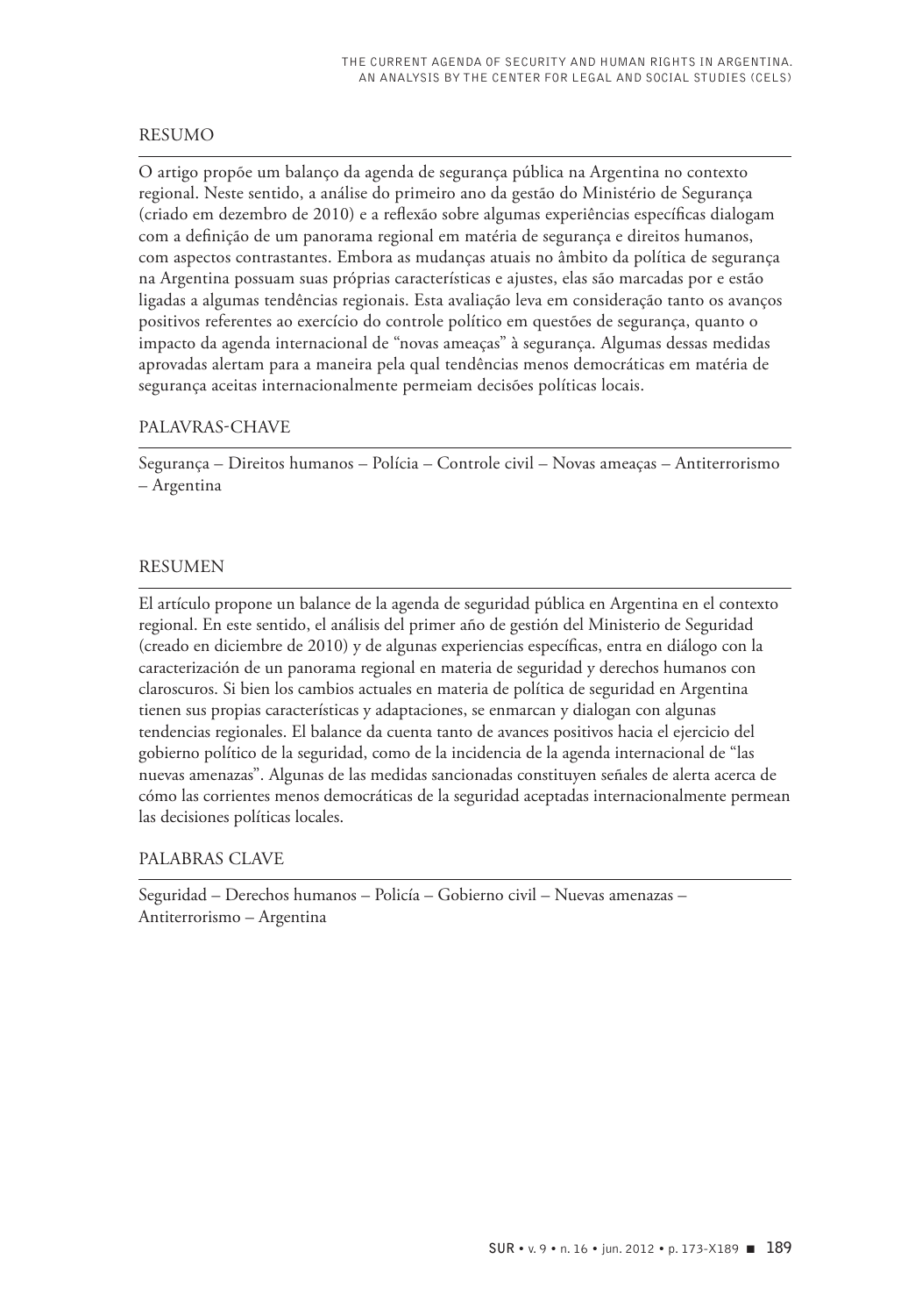## RESUMO

O artigo propõe um balanço da agenda de segurança pública na Argentina no contexto regional. Neste sentido, a análise do primeiro ano da gestão do Ministério de Segurança (criado em dezembro de 2010) e a reflexão sobre algumas experiências específicas dialogam com a definição de um panorama regional em matéria de segurança e direitos humanos, com aspectos contrastantes. Embora as mudanças atuais no âmbito da política de segurança na Argentina possuam suas próprias características e ajustes, elas são marcadas por e estão ligadas a algumas tendências regionais. Esta avaliação leva em consideração tanto os avanços positivos referentes ao exercício do controle político em questões de segurança, quanto o impacto da agenda internacional de "novas ameaças" à segurança. Algumas dessas medidas aprovadas alertam para a maneira pela qual tendências menos democráticas em matéria de segurança aceitas internacionalmente permeiam decisões políticas locais.

## PALAVRAS-CHAVE

Segurança – Direitos humanos – Polícia – Controle civil – Novas ameaças – Antiterrorismo – Argentina

## RESUMEN

El artículo propone un balance de la agenda de seguridad pública en Argentina en el contexto regional. En este sentido, el análisis del primer año de gestión del Ministerio de Seguridad (creado en diciembre de 2010) y de algunas experiencias específicas, entra en diálogo con la caracterización de un panorama regional en materia de seguridad y derechos humanos con claroscuros. Si bien los cambios actuales en materia de política de seguridad en Argentina tienen sus propias características y adaptaciones, se enmarcan y dialogan con algunas tendencias regionales. El balance da cuenta tanto de avances positivos hacia el ejercicio del gobierno político de la seguridad, como de la incidencia de la agenda internacional de "las nuevas amenazas". Algunas de las medidas sancionadas constituyen señales de alerta acerca de cómo las corrientes menos democráticas de la seguridad aceptadas internacionalmente permean las decisiones políticas locales.

## PALABRAS CLAVE

Seguridad – Derechos humanos – Policía – Gobierno civil – Nuevas amenazas – Antiterrorismo – Argentina